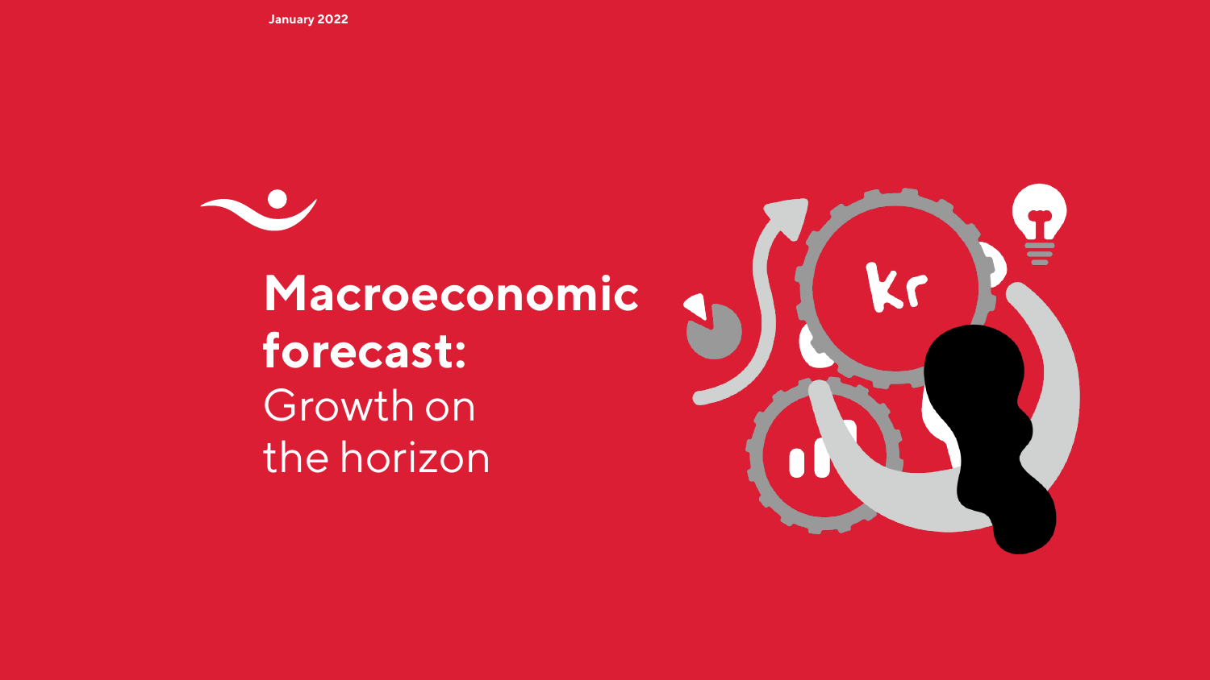January 2022

# **Macroeconomic forecast:** Growth on the horizon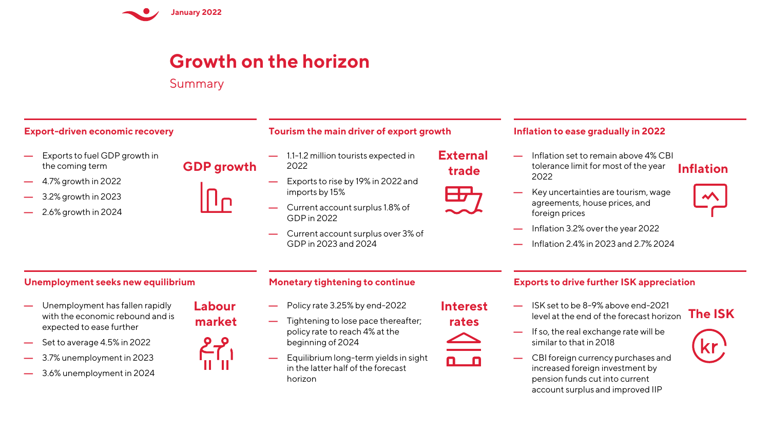# Growth on the horizon

Summary

## Export-driven economic recovery

**GDP growth**

- Exports to fuel GDP growth in the coming term
- 4.7% growth in 2022
- 3.2% growth in 2023
- 2.6% growth in 2024

## Tourism the main driver of export growth

**External trade**

- 1.1-1.2 million tourists expected in 2022
- Exports to rise by 19% in 2022 and imports by 15%
- Current account surplus 1.8% of GDP in 2022
- Current account surplus over 3% of GDP in 2023 and 2024

## Inflation to ease gradually in 2022

**Inflation**

- Inflation set to remain above 4% CBI tolerance limit for most of the year 2022
- Key uncertainties are tourism, wage agreements, house prices, and foreign prices
- Inflation 3.2% over the year 2022
- Inflation 2.4% in 2023 and 2.7% 2024

## Unemployment seeks new equilibrium

**Labour market**

- Unemployment has fallen rapidly with the economic rebound and is expected to ease further
- Set to average 4.5% in 2022
- 3.7% unemployment in 2023
- 3.6% unemployment in 2024

## Monetary tightening to continue

**Interest rates**

- Policy rate 3.25% by end-2022
- Tightening to lose pace thereafter; policy rate to reach 4% at the beginning of 2024
- Equilibrium long-term yields in sight in the latter half of the forecast horizon

## Exports to drive further ISK appreciation

**The ISK**

- ISK set to be 8-9% above end-2021 level at the end of the forecast horizon
- If so, the real exchange rate will be similar to that in 2018
- CBI foreign currency purchases and increased foreign investment by pension funds cut into current account surplus and improved IIP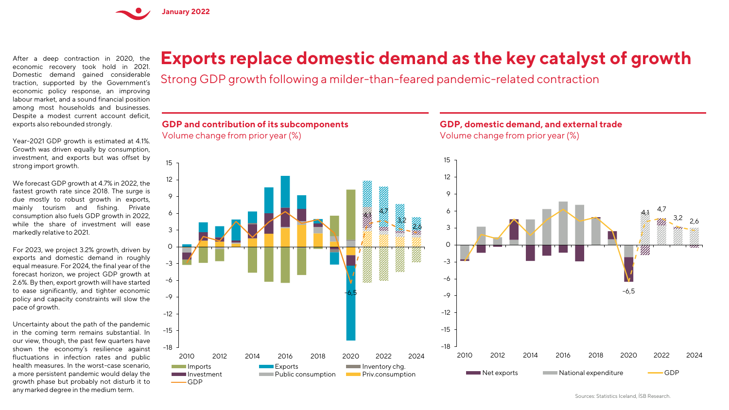# Exports replace domestic demand as the key catalyst of growth

Strong GDP growth following a milder-than-feared pandemic-related contraction

After a deep contraction in 2020, the economic recovery took hold in 2021. Domestic demand gained considerable traction, supported by the Government's economic policy response, an improving labour market, and a sound financial position among most households and businesses. Despite a modest current account deficit, exports also rebounded strongly.

Year-2021 GDP growth is estimated at 4.1%. Growth was driven equally by consumption, investment, and exports but was offset by strong import growth.

We forecast GDP growth at 4.7% in 2022, the fastest growth rate since 2018. The surge is due mostly to robust growth in exports, mainly tourism and fishing. Private consumption also fuels GDP growth in 2022, while the share of investment will ease markedly relative to 2021.

For 2023, we project 3.2% growth, driven by exports and domestic demand in roughly equal measure. For 2024, the final year of the forecast horizon, we project GDP growth at 2.6%. By then, export growth will have started to ease significantly, and tighter economic policy and capacity constraints will slow the pace of growth.

Uncertainty about the path of the pandemic in the coming term remains substantial. In our view, though, the past few quarters have shown the economy's resilience against fluctuations in infection rates and public health measures. In the worst-case scenario, a more persistent pandemic would delay the growth phase but probably not disturb it to any marked degree in the medium term.

## GDP and contribution of its subcomponents

Volume change from prior year (%)

Legend: Imports, Exports, Inventory chg., Investment, Public consumption, Priv.consumption, GDP

GDP labels: 2020: -6,5; 2021: 4,1; 2022: 4,7; 2023: 3,2; 2024: 2,6

## GDP, domestic demand, and external trade

Volume change from prior year (%)

Legend: Net exports, National expenditure, GDP

GDP labels: 2020: -6,5; 2021: 4,1; 2022: 4,7; 2023: 3,2; 2024: 2,6

Sources: Statistics Iceland, ÍSB Research.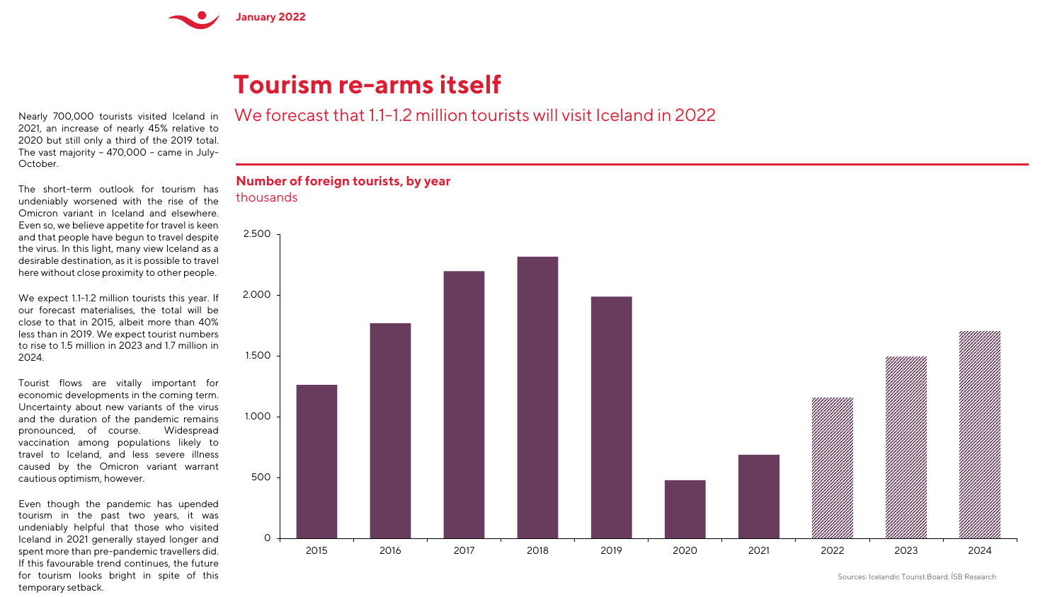# Tourism re-arms itself

## We forecast that 1.1-1.2 million tourists will visit Iceland in 2022

Nearly 700,000 tourists visited Iceland in 2021, an increase of nearly 45% relative to 2020 but still only a third of the 2019 total. The vast majority – 470,000 – came in July-October.

The short-term outlook for tourism has undeniably worsened with the rise of the Omicron variant in Iceland and elsewhere. Even so, we believe appetite for travel is keen and that people have begun to travel despite the virus. In this light, many view Iceland as a desirable destination, as it is possible to travel here without close proximity to other people.

We expect 1.1-1.2 million tourists this year. If our forecast materialises, the total will be close to that in 2015, albeit more than 40% less than in 2019. We expect tourist numbers to rise to 1.5 million in 2023 and 1.7 million in 2024.

Tourist flows are vitally important for economic developments in the coming term. Uncertainty about new variants of the virus and the duration of the pandemic remains pronounced, of course. Widespread vaccination among populations likely to travel to Iceland, and less severe illness caused by the Omicron variant warrant cautious optimism, however.

Even though the pandemic has upended tourism in the past two years, it was undeniably helpful that those who visited Iceland in 2021 generally stayed longer and spent more than pre-pandemic travellers did. If this favourable trend continues, the future for tourism looks bright in spite of this temporary setback.

**Number of foreign tourists, by year**
thousands

| Year | Tourists (thousands) |
|---|---|
| 2015 | ~1,260 |
| 2016 | ~1,770 |
| 2017 | ~2,200 |
| 2018 | ~2,320 |
| 2019 | ~1,990 |
| 2020 | ~480 |
| 2021 | ~690 |
| 2022 (forecast) | ~1,160 |
| 2023 (forecast) | ~1,500 |
| 2024 (forecast) | ~1,700 |

Sources: Icelandic Tourist Board, ÍSB Research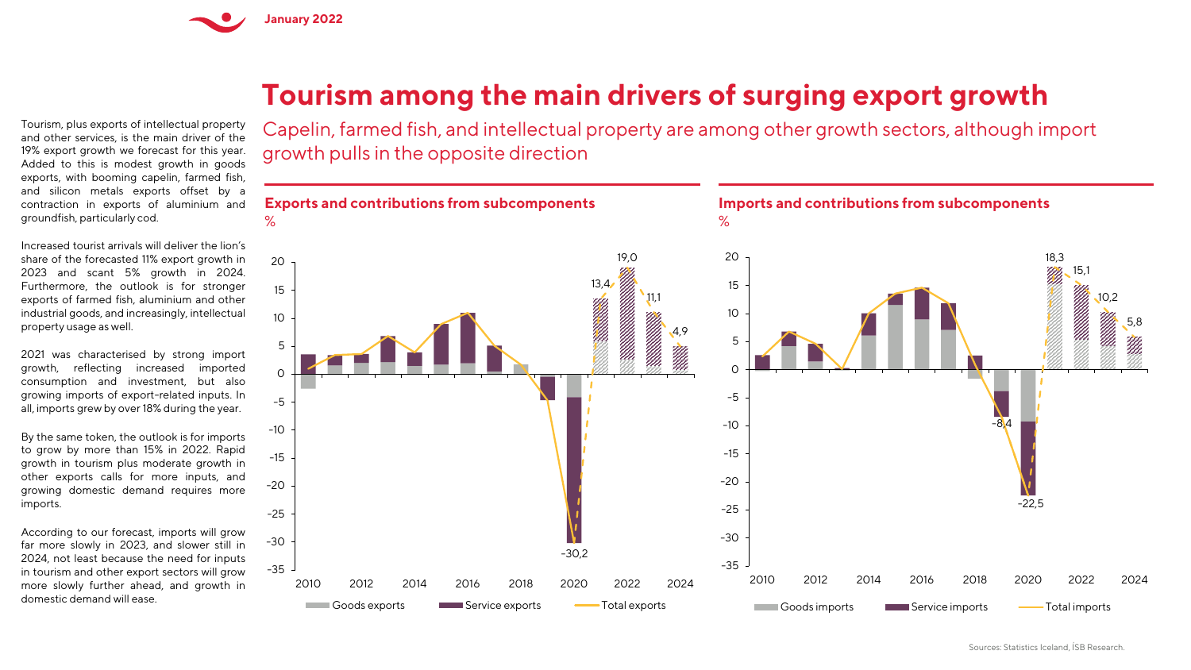# Tourism among the main drivers of surging export growth

Capelin, farmed fish, and intellectual property are among other growth sectors, although import growth pulls in the opposite direction

Tourism, plus exports of intellectual property and other services, is the main driver of the 19% export growth we forecast for this year. Added to this is modest growth in goods exports, with booming capelin, farmed fish, and silicon metals exports offset by a contraction in exports of aluminium and groundfish, particularly cod.

Increased tourist arrivals will deliver the lion's share of the forecasted 11% export growth in 2023 and scant 5% growth in 2024. Furthermore, the outlook is for stronger exports of farmed fish, aluminium and other industrial goods, and increasingly, intellectual property usage as well.

2021 was characterised by strong import growth, reflecting increased imported consumption and investment, but also growing imports of export-related inputs. In all, imports grew by over 18% during the year.

By the same token, the outlook is for imports to grow by more than 15% in 2022. Rapid growth in tourism plus moderate growth in other exports calls for more inputs, and growing domestic demand requires more imports.

According to our forecast, imports will grow far more slowly in 2023, and slower still in 2024, not least because the need for inputs in tourism and other export sectors will grow more slowly further ahead, and growth in domestic demand will ease.

### Exports and contributions from subcomponents

%

Legend: Goods exports, Service exports, Total exports

Labelled values: 2020: -30,2; 2021: 13,4; 2022: 19,0; 2023: 11,1; 2024: 4,9

### Imports and contributions from subcomponents

%

Legend: Goods imports, Service imports, Total imports

Labelled values: 2019: -8,4; 2020: -22,5; 2021: 18,3; 2022: 15,1; 2023: 10,2; 2024: 5,8

Sources: Statistics Iceland, ÍSB Research.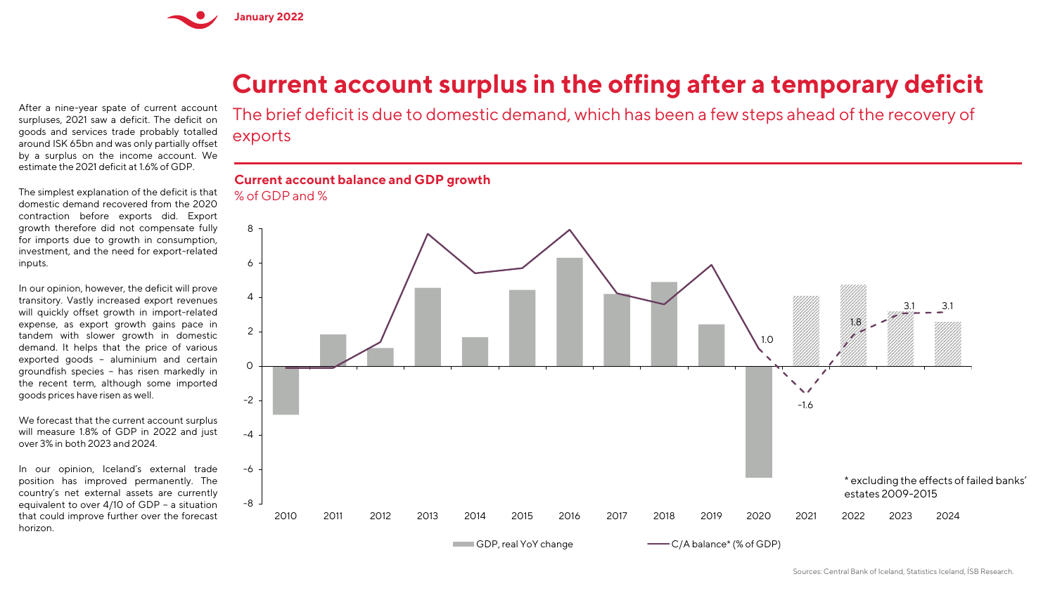# Current account surplus in the offing after a temporary deficit

The brief deficit is due to domestic demand, which has been a few steps ahead of the recovery of exports

After a nine-year spate of current account surpluses, 2021 saw a deficit. The deficit on goods and services trade probably totalled around ISK 65bn and was only partially offset by a surplus on the income account. We estimate the 2021 deficit at 1.6% of GDP.

The simplest explanation of the deficit is that domestic demand recovered from the 2020 contraction before exports did. Export growth therefore did not compensate fully for imports due to growth in consumption, investment, and the need for export-related inputs.

In our opinion, however, the deficit will prove transitory. Vastly increased export revenues will quickly offset growth in import-related expense, as export growth gains pace in tandem with slower growth in domestic demand. It helps that the price of various exported goods – aluminium and certain groundfish species – has risen markedly in the recent term, although some imported goods prices have risen as well.

We forecast that the current account surplus will measure 1.8% of GDP in 2022 and just over 3% in both 2023 and 2024.

In our opinion, Iceland's external trade position has improved permanently. The country's net external assets are currently equivalent to over 4/10 of GDP – a situation that could improve further over the forecast horizon.

**Current account balance and GDP growth**

% of GDP and %

| Year | GDP, real YoY change | C/A balance* (% of GDP) |
|---|---|---|
| 2010 | | |
| 2011 | | |
| 2012 | | |
| 2013 | | |
| 2014 | | |
| 2015 | | |
| 2016 | | |
| 2017 | | |
| 2018 | | |
| 2019 | | |
| 2020 | | 1.0 |
| 2021 | | -1.6 |
| 2022 | | 1.8 |
| 2023 | | 3.1 |
| 2024 | | 3.1 |

\* excluding the effects of failed banks' estates 2009-2015

Sources: Central Bank of Iceland, Statistics Iceland, ÍSB Research.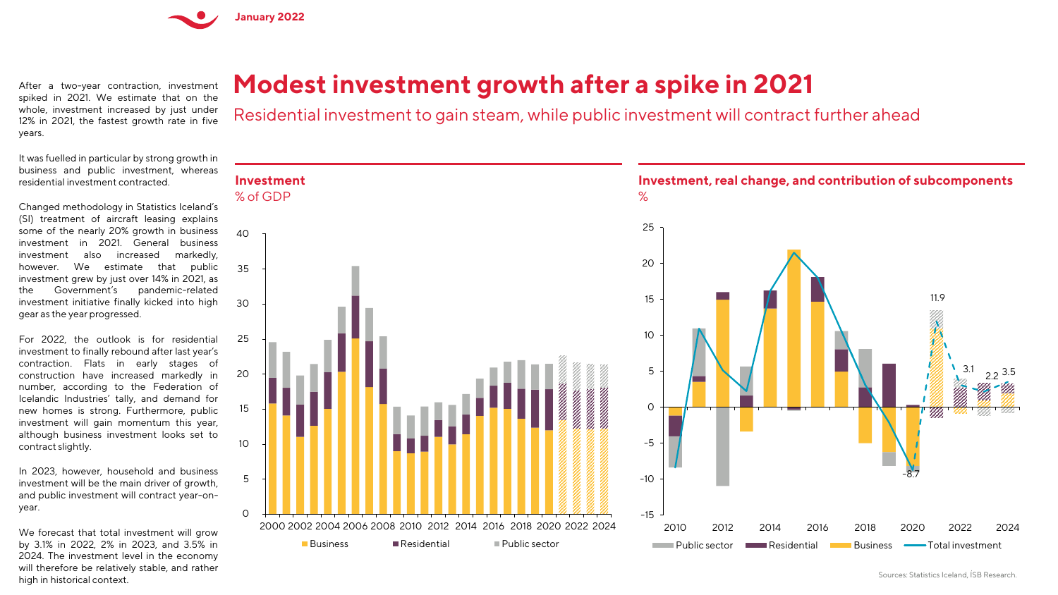# Modest investment growth after a spike in 2021

Residential investment to gain steam, while public investment will contract further ahead

After a two-year contraction, investment spiked in 2021. We estimate that on the whole, investment increased by just under 12% in 2021, the fastest growth rate in five years.

It was fuelled in particular by strong growth in business and public investment, whereas residential investment contracted.

Changed methodology in Statistics Iceland's (SI) treatment of aircraft leasing explains some of the nearly 20% growth in business investment in 2021. General business investment also increased markedly, however. We estimate that public investment grew by just over 14% in 2021, as the Government's pandemic-related investment initiative finally kicked into high gear as the year progressed.

For 2022, the outlook is for residential investment to finally rebound after last year's contraction. Flats in early stages of construction have increased markedly in number, according to the Federation of Icelandic Industries' tally, and demand for new homes is strong. Furthermore, public investment will gain momentum this year, although business investment looks set to contract slightly.

In 2023, however, household and business investment will be the main driver of growth, and public investment will contract year-on-year.

We forecast that total investment will grow by 3.1% in 2022, 2% in 2023, and 3.5% in 2024. The investment level in the economy will therefore be relatively stable, and rather high in historical context.

**Investment**
% of GDP

**Investment, real change, and contribution of subcomponents**
%

Sources: Statistics Iceland, ÍSB Research.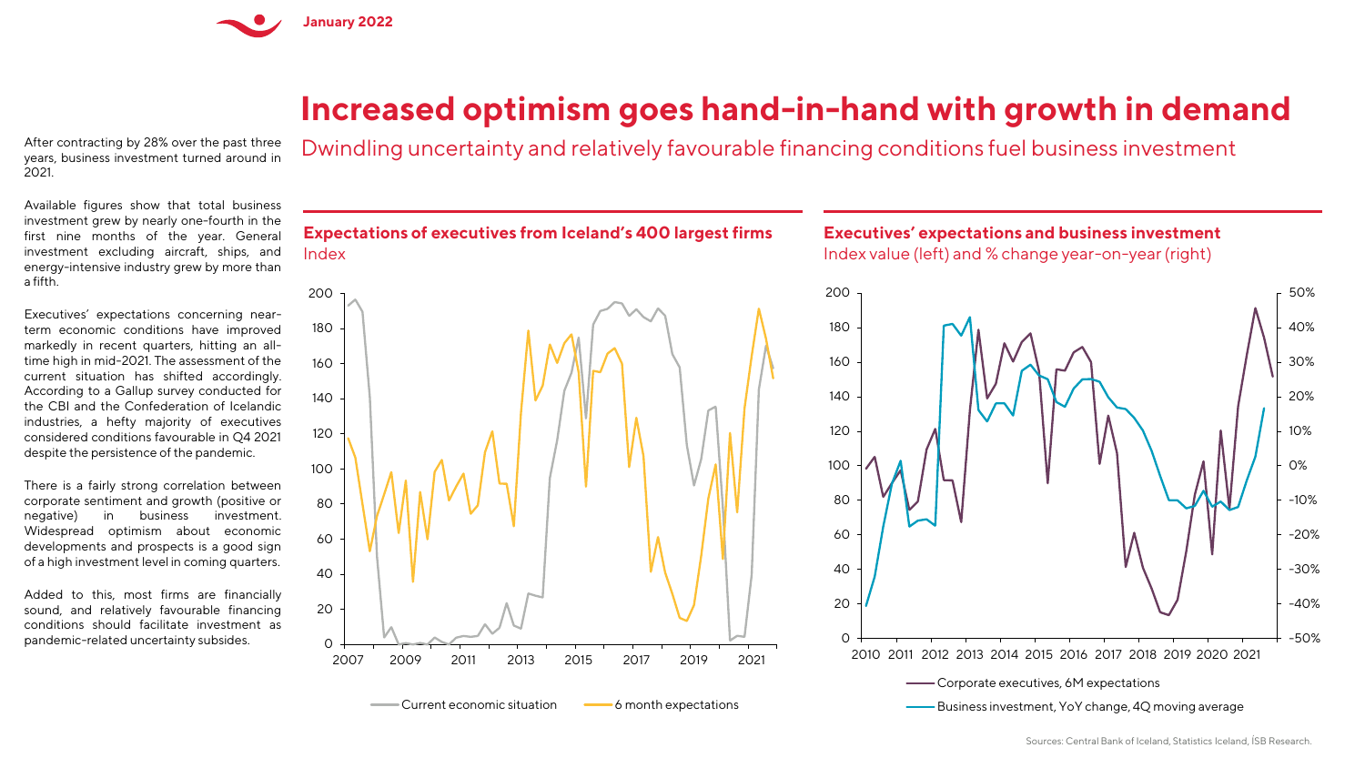# Increased optimism goes hand-in-hand with growth in demand

Dwindling uncertainty and relatively favourable financing conditions fuel business investment

After contracting by 28% over the past three years, business investment turned around in 2021.

Available figures show that total business investment grew by nearly one-fourth in the first nine months of the year. General investment excluding aircraft, ships, and energy-intensive industry grew by more than a fifth.

Executives' expectations concerning near-term economic conditions have improved markedly in recent quarters, hitting an all-time high in mid-2021. The assessment of the current situation has shifted accordingly. According to a Gallup survey conducted for the CBI and the Confederation of Icelandic industries, a hefty majority of executives considered conditions favourable in Q4 2021 despite the persistence of the pandemic.

There is a fairly strong correlation between corporate sentiment and growth (positive or negative) in business investment. Widespread optimism about economic developments and prospects is a good sign of a high investment level in coming quarters.

Added to this, most firms are financially sound, and relatively favourable financing conditions should facilitate investment as pandemic-related uncertainty subsides.

### Expectations of executives from Iceland's 400 largest firms

Index

Current economic situation — 6 month expectations

### Executives' expectations and business investment

Index value (left) and % change year-on-year (right)

Corporate executives, 6M expectations — Business investment, YoY change, 4Q moving average

Sources: Central Bank of Iceland, Statistics Iceland, ÍSB Research.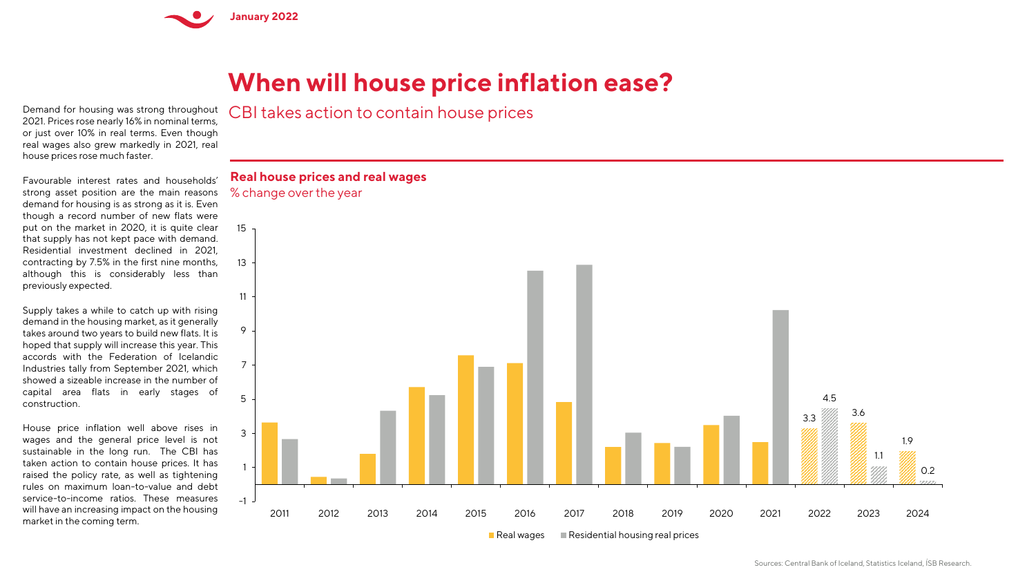# When will house price inflation ease?

## CBI takes action to contain house prices

Demand for housing was strong throughout 2021. Prices rose nearly 16% in nominal terms, or just over 10% in real terms. Even though real wages also grew markedly in 2021, real house prices rose much faster.

Favourable interest rates and households' strong asset position are the main reasons demand for housing is as strong as it is. Even though a record number of new flats were put on the market in 2020, it is quite clear that supply has not kept pace with demand. Residential investment declined in 2021, contracting by 7.5% in the first nine months, although this is considerably less than previously expected.

Supply takes a while to catch up with rising demand in the housing market, as it generally takes around two years to build new flats. It is hoped that supply will increase this year. This accords with the Federation of Icelandic Industries tally from September 2021, which showed a sizeable increase in the number of capital area flats in early stages of construction.

House price inflation well above rises in wages and the general price level is not sustainable in the long run. The CBI has taken action to contain house prices. It has raised the policy rate, as well as tightening rules on maximum loan-to-value and debt service-to-income ratios. These measures will have an increasing impact on the housing market in the coming term.

**Real house prices and real wages**

% change over the year

| Year | Real wages | Residential housing real prices |
|---|---|---|
| 2022 | 3.3 | 4.5 |
| 2023 | 3.6 | 1.1 |
| 2024 | 1.9 | 0.2 |

Sources: Central Bank of Iceland, Statistics Iceland, ÍSB Research.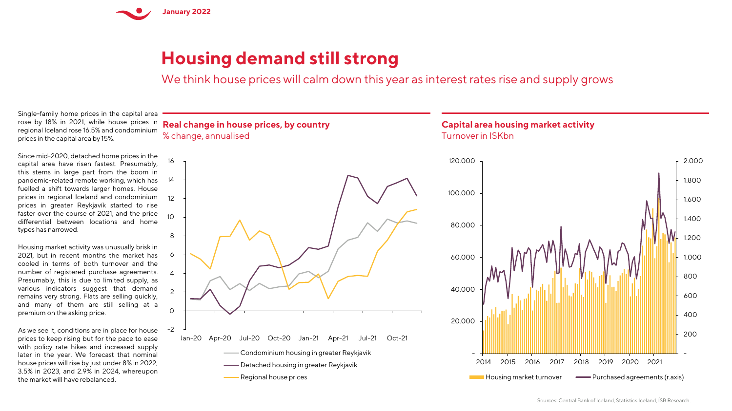# Housing demand still strong

We think house prices will calm down this year as interest rates rise and supply grows

Single-family home prices in the capital area rose by 18% in 2021, while house prices in regional Iceland rose 16.5% and condominium prices in the capital area by 15%.

Since mid-2020, detached home prices in the capital area have risen fastest. Presumably, this stems in large part from the boom in pandemic-related remote working, which has fuelled a shift towards larger homes. House prices in regional Iceland and condominium prices in greater Reykjavík started to rise faster over the course of 2021, and the price differential between locations and home types has narrowed.

Housing market activity was unusually brisk in 2021, but in recent months the market has cooled in terms of both turnover and the number of registered purchase agreements. Presumably, this is due to limited supply, as various indicators suggest that demand remains very strong. Flats are selling quickly, and many of them are still selling at a premium on the asking price.

As we see it, conditions are in place for house prices to keep rising but for the pace to ease with policy rate hikes and increased supply later in the year. We forecast that nominal house prices will rise by just under 8% in 2022, 3.5% in 2023, and 2.9% in 2024, whereupon the market will have rebalanced.

**Real change in house prices, by country**
% change, annualised

Legend: Condominium housing in greater Reykjavik; Detached housing in greater Reykjavik; Regional house prices

**Capital area housing market activity**
Turnover in ISKbn

Legend: Housing market turnover; Purchased agreements (r.axis)

Sources: Central Bank of Iceland, Statistics Iceland, ÍSB Research.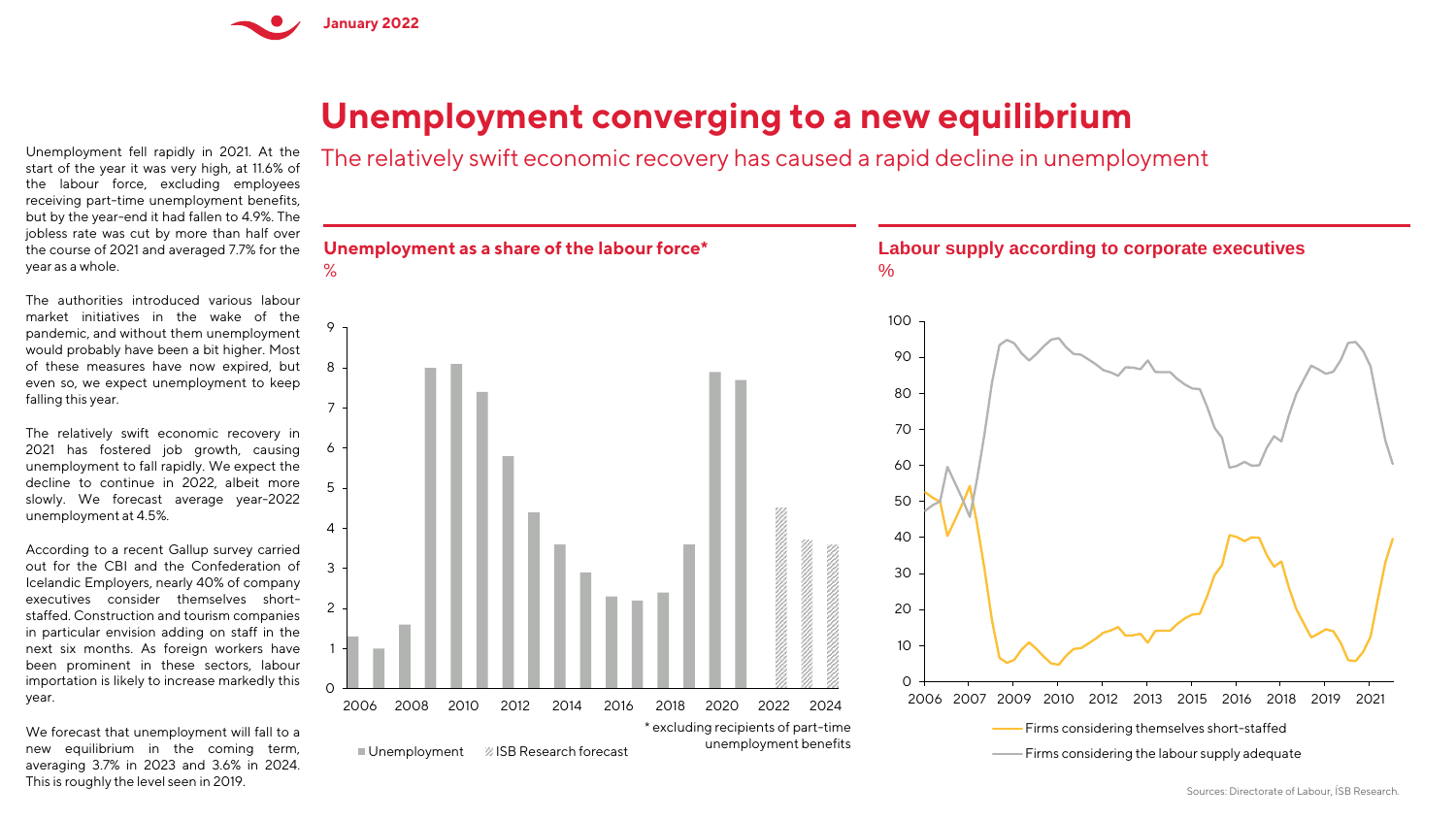# Unemployment converging to a new equilibrium

The relatively swift economic recovery has caused a rapid decline in unemployment

Unemployment fell rapidly in 2021. At the start of the year it was very high, at 11.6% of the labour force, excluding employees receiving part-time unemployment benefits, but by the year-end it had fallen to 4.9%. The jobless rate was cut by more than half over the course of 2021 and averaged 7.7% for the year as a whole.

The authorities introduced various labour market initiatives in the wake of the pandemic, and without them unemployment would probably have been a bit higher. Most of these measures have now expired, but even so, we expect unemployment to keep falling this year.

The relatively swift economic recovery in 2021 has fostered job growth, causing unemployment to fall rapidly. We expect the decline to continue in 2022, albeit more slowly. We forecast average year-2022 unemployment at 4.5%.

According to a recent Gallup survey carried out for the CBI and the Confederation of Icelandic Employers, nearly 40% of company executives consider themselves short-staffed. Construction and tourism companies in particular envision adding on staff in the next six months. As foreign workers have been prominent in these sectors, labour importation is likely to increase markedly this year.

We forecast that unemployment will fall to a new equilibrium in the coming term, averaging 3.7% in 2023 and 3.6% in 2024. This is roughly the level seen in 2019.

## Unemployment as a share of the labour force*

%

* excluding recipients of part-time unemployment benefits

Unemployment | ISB Research forecast

## Labour supply according to corporate executives

%

Firms considering themselves short-staffed

Firms considering the labour supply adequate

Sources: Directorate of Labour, ÍSB Research.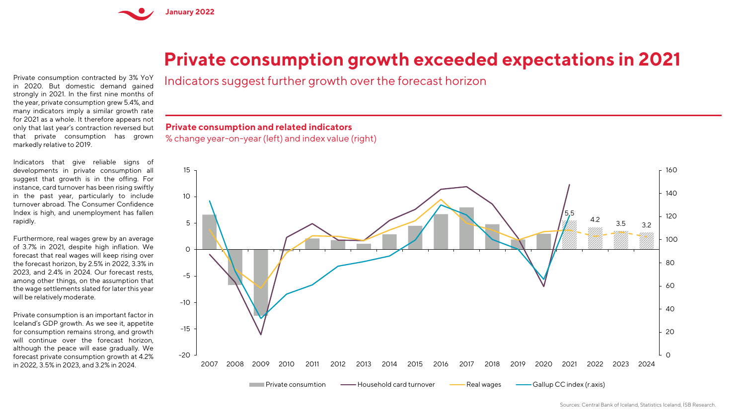# Private consumption growth exceeded expectations in 2021

Indicators suggest further growth over the forecast horizon

Private consumption contracted by 3% YoY in 2020. But domestic demand gained strongly in 2021. In the first nine months of the year, private consumption grew 5.4%, and many indicators imply a similar growth rate for 2021 as a whole. It therefore appears not only that last year's contraction reversed but that private consumption has grown markedly relative to 2019.

Indicators that give reliable signs of developments in private consumption all suggest that growth is in the offing. For instance, card turnover has been rising swiftly in the past year, particularly to include turnover abroad. The Consumer Confidence Index is high, and unemployment has fallen rapidly.

Furthermore, real wages grew by an average of 3.7% in 2021, despite high inflation. We forecast that real wages will keep rising over the forecast horizon, by 2.5% in 2022, 3.3% in 2023, and 2.4% in 2024. Our forecast rests, among other things, on the assumption that the wage settlements slated for later this year will be relatively moderate.

Private consumption is an important factor in Iceland's GDP growth. As we see it, appetite for consumption remains strong, and growth will continue over the forecast horizon, although the peace will ease gradually. We forecast private consumption growth at 4.2% in 2022, 3.5% in 2023, and 3.2% in 2024.

**Private consumption and related indicators**

% change year-on-year (left) and index value (right)

Sources: Central Bank of Iceland, Statistics Iceland, ÍSB Research.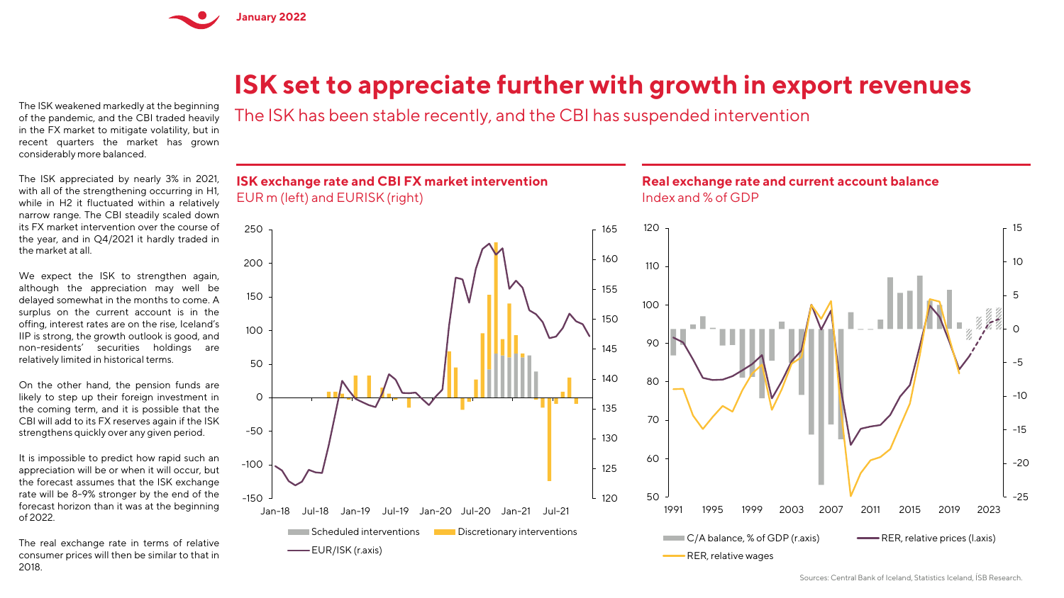# ISK set to appreciate further with growth in export revenues

The ISK has been stable recently, and the CBI has suspended intervention

The ISK weakened markedly at the beginning of the pandemic, and the CBI traded heavily in the FX market to mitigate volatility, but in recent quarters the market has grown considerably more balanced.

The ISK appreciated by nearly 3% in 2021, with all of the strengthening occurring in H1, while in H2 it fluctuated within a relatively narrow range. The CBI steadily scaled down its FX market intervention over the course of the year, and in Q4/2021 it hardly traded in the market at all.

We expect the ISK to strengthen again, although the appreciation may well be delayed somewhat in the months to come. A surplus on the current account is in the offing, interest rates are on the rise, Iceland's IIP is strong, the growth outlook is good, and non-residents' securities holdings are relatively limited in historical terms.

On the other hand, the pension funds are likely to step up their foreign investment in the coming term, and it is possible that the CBI will add to its FX reserves again if the ISK strengthens quickly over any given period.

It is impossible to predict how rapid such an appreciation will be or when it will occur, but the forecast assumes that the ISK exchange rate will be 8-9% stronger by the end of the forecast horizon than it was at the beginning of 2022.

The real exchange rate in terms of relative consumer prices will then be similar to that in 2018.

**ISK exchange rate and CBI FX market intervention**
EUR m (left) and EURISK (right)

**Real exchange rate and current account balance**
Index and % of GDP

Sources: Central Bank of Iceland, Statistics Iceland, ÍSB Research.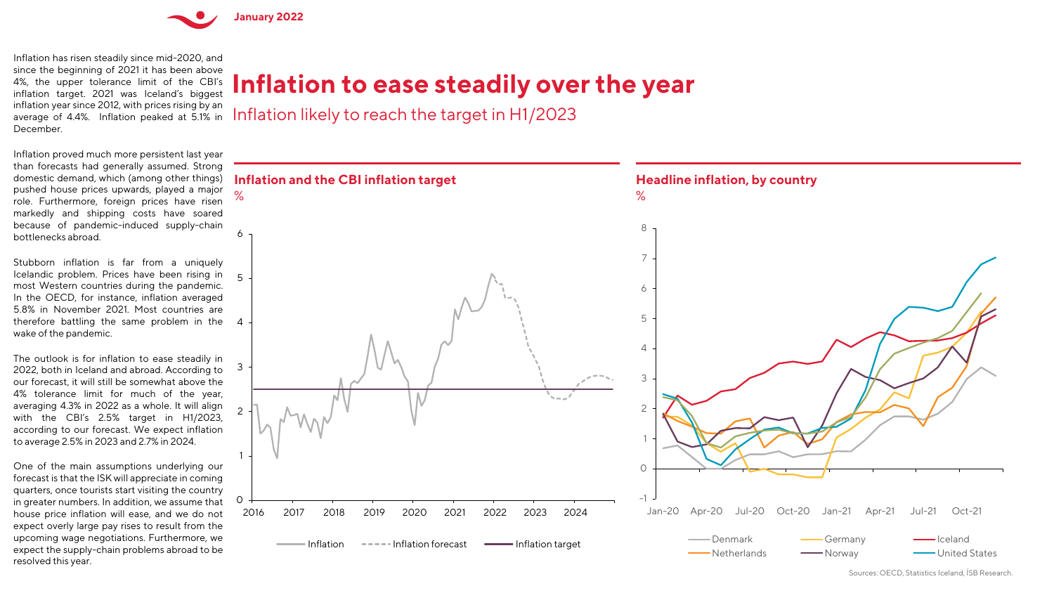January 2022

# Inflation to ease steadily over the year

## Inflation likely to reach the target in H1/2023

Inflation has risen steadily since mid-2020, and since the beginning of 2021 it has been above 4%, the upper tolerance limit of the CBI's inflation target. 2021 was Iceland's biggest inflation year since 2012, with prices rising by an average of 4.4%. Inflation peaked at 5.1% in December.

Inflation proved much more persistent last year than forecasts had generally assumed. Strong domestic demand, which (among other things) pushed house prices upwards, played a major role. Furthermore, foreign prices have risen markedly and shipping costs have soared because of pandemic-induced supply-chain bottlenecks abroad.

Stubborn inflation is far from a uniquely Icelandic problem. Prices have been rising in most Western countries during the pandemic. In the OECD, for instance, inflation averaged 5.8% in November 2021. Most countries are therefore battling the same problem in the wake of the pandemic.

The outlook is for inflation to ease steadily in 2022, both in Iceland and abroad. According to our forecast, it will still be somewhat above the 4% tolerance limit for much of the year, averaging 4.3% in 2022 as a whole. It will align with the CBI's 2.5% target in H1/2023, according to our forecast. We expect inflation to average 2.5% in 2023 and 2.7% in 2024.

One of the main assumptions underlying our forecast is that the ISK will appreciate in coming quarters, once tourists start visiting the country in greater numbers. In addition, we assume that house price inflation will ease, and we do not expect overly large pay rises to result from the upcoming wage negotiations. Furthermore, we expect the supply-chain problems abroad to be resolved this year.

### Inflation and the CBI inflation target

%

Legend: Inflation; Inflation forecast; Inflation target

### Headline inflation, by country

%

Legend: Denmark; Germany; Iceland; Netherlands; Norway; United States

Sources: OECD, Statistics Iceland, ÍSB Research.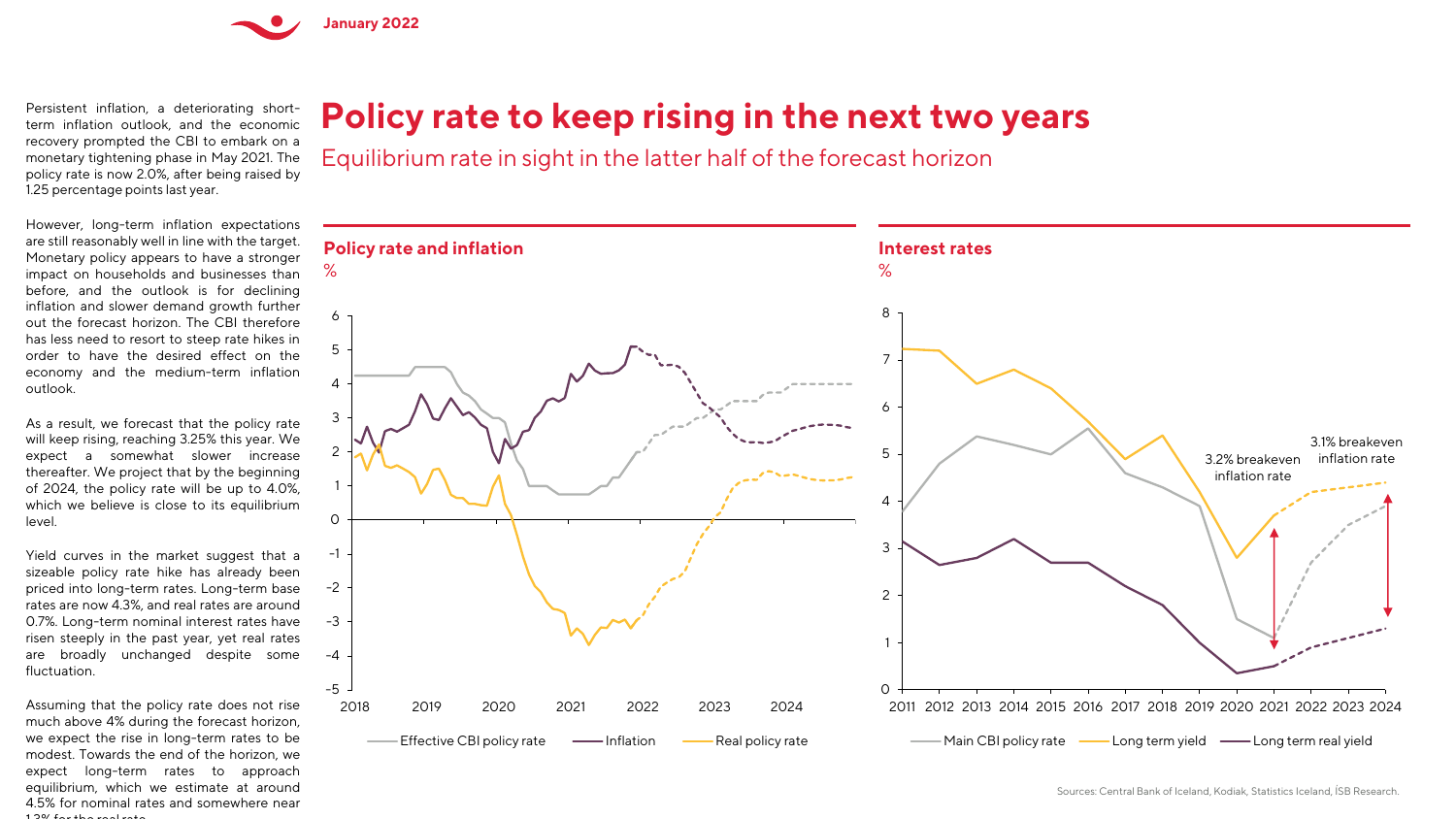# Policy rate to keep rising in the next two years

## Equilibrium rate in sight in the latter half of the forecast horizon

Persistent inflation, a deteriorating short-term inflation outlook, and the economic recovery prompted the CBI to embark on a monetary tightening phase in May 2021. The policy rate is now 2.0%, after being raised by 1.25 percentage points last year.

However, long-term inflation expectations are still reasonably well in line with the target. Monetary policy appears to have a stronger impact on households and businesses than before, and the outlook is for declining inflation and slower demand growth further out the forecast horizon. The CBI therefore has less need to resort to steep rate hikes in order to have the desired effect on the economy and the medium-term inflation outlook.

As a result, we forecast that the policy rate will keep rising, reaching 3.25% this year. We expect a somewhat slower increase thereafter. We project that by the beginning of 2024, the policy rate will be up to 4.0%, which we believe is close to its equilibrium level.

Yield curves in the market suggest that a sizeable policy rate hike has already been priced into long-term rates. Long-term base rates are now 4.3%, and real rates are around 0.7%. Long-term nominal interest rates have risen steeply in the past year, yet real rates are broadly unchanged despite some fluctuation.

Assuming that the policy rate does not rise much above 4% during the forecast horizon, we expect the rise in long-term rates to be modest. Towards the end of the horizon, we expect long-term rates to approach equilibrium, which we estimate at around 4.5% for nominal rates and somewhere near 1.3% for the real rate.

### Policy rate and inflation

%

Effective CBI policy rate — Inflation — Real policy rate

### Interest rates

%

3.2% breakeven inflation rate

3.1% breakeven inflation rate

Main CBI policy rate — Long term yield — Long term real yield

Sources: Central Bank of Iceland, Kodiak, Statistics Iceland, ÍSB Research.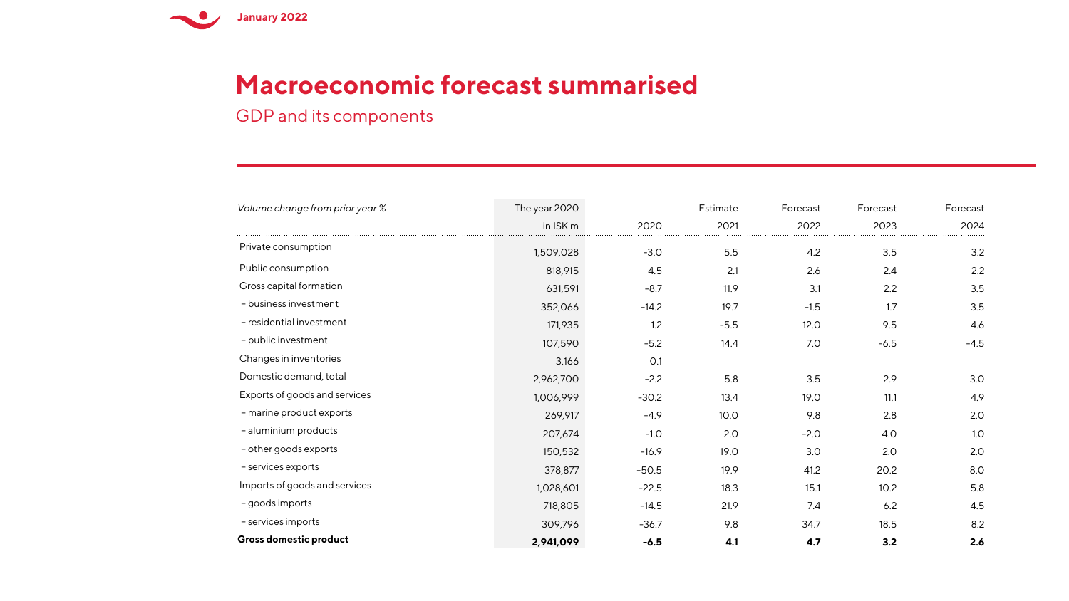# Macroeconomic forecast summarised

## GDP and its components

| *Volume change from prior year %* | The year 2020 in ISK m | 2020 | Estimate 2021 | Forecast 2022 | Forecast 2023 | Forecast 2024 |
|---|---|---|---|---|---|---|
| Private consumption | 1,509,028 | -3.0 | 5.5 | 4.2 | 3.5 | 3.2 |
| Public consumption | 818,915 | 4.5 | 2.1 | 2.6 | 2.4 | 2.2 |
| Gross capital formation | 631,591 | -8.7 | 11.9 | 3.1 | 2.2 | 3.5 |
| – business investment | 352,066 | -14.2 | 19.7 | -1.5 | 1.7 | 3.5 |
| – residential investment | 171,935 | 1.2 | -5.5 | 12.0 | 9.5 | 4.6 |
| – public investment | 107,590 | -5.2 | 14.4 | 7.0 | -6.5 | -4.5 |
| Changes in inventories | 3,166 | 0.1 | | | | |
| Domestic demand, total | 2,962,700 | -2.2 | 5.8 | 3.5 | 2.9 | 3.0 |
| Exports of goods and services | 1,006,999 | -30.2 | 13.4 | 19.0 | 11.1 | 4.9 |
| – marine product exports | 269,917 | -4.9 | 10.0 | 9.8 | 2.8 | 2.0 |
| – aluminium products | 207,674 | -1.0 | 2.0 | -2.0 | 4.0 | 1.0 |
| – other goods exports | 150,532 | -16.9 | 19.0 | 3.0 | 2.0 | 2.0 |
| – services exports | 378,877 | -50.5 | 19.9 | 41.2 | 20.2 | 8.0 |
| Imports of goods and services | 1,028,601 | -22.5 | 18.3 | 15.1 | 10.2 | 5.8 |
| – goods imports | 718,805 | -14.5 | 21.9 | 7.4 | 6.2 | 4.5 |
| – services imports | 309,796 | -36.7 | 9.8 | 34.7 | 18.5 | 8.2 |
| **Gross domestic product** | **2,941,099** | **-6.5** | **4.1** | **4.7** | **3.2** | **2.6** |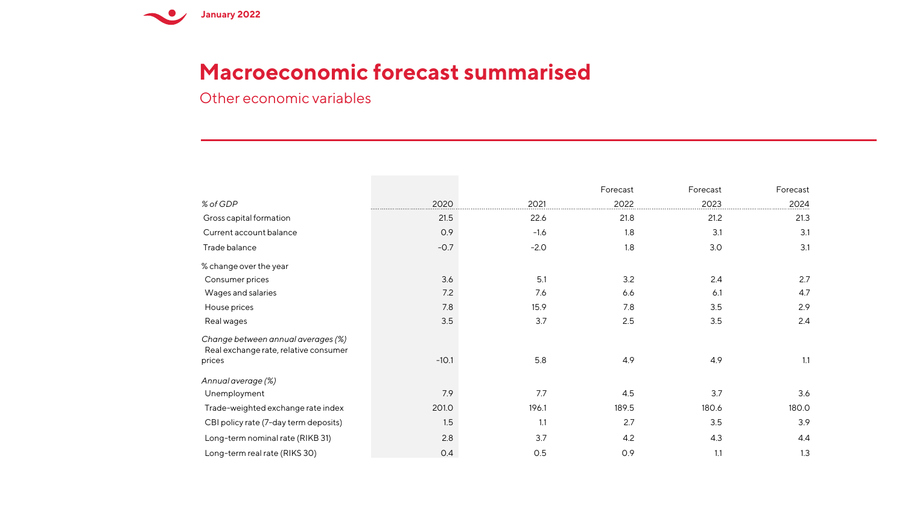# Macroeconomic forecast summarised

## Other economic variables

| *% of GDP* | 2020 | 2021 | Forecast 2022 | Forecast 2023 | Forecast 2024 |
|---|---|---|---|---|---|
| Gross capital formation | 21.5 | 22.6 | 21.8 | 21.2 | 21.3 |
| Current account balance | 0.9 | -1.6 | 1.8 | 3.1 | 3.1 |
| Trade balance | -0.7 | -2.0 | 1.8 | 3.0 | 3.1 |
| % change over the year | | | | | |
| Consumer prices | 3.6 | 5.1 | 3.2 | 2.4 | 2.7 |
| Wages and salaries | 7.2 | 7.6 | 6.6 | 6.1 | 4.7 |
| House prices | 7.8 | 15.9 | 7.8 | 3.5 | 2.9 |
| Real wages | 3.5 | 3.7 | 2.5 | 3.5 | 2.4 |
| *Change between annual averages (%)* | | | | | |
| Real exchange rate, relative consumer prices | -10.1 | 5.8 | 4.9 | 4.9 | 1.1 |
| *Annual average (%)* | | | | | |
| Unemployment | 7.9 | 7.7 | 4.5 | 3.7 | 3.6 |
| Trade-weighted exchange rate index | 201.0 | 196.1 | 189.5 | 180.6 | 180.0 |
| CBI policy rate (7-day term deposits) | 1.5 | 1.1 | 2.7 | 3.5 | 3.9 |
| Long-term nominal rate (RIKB 31) | 2.8 | 3.7 | 4.2 | 4.3 | 4.4 |
| Long-term real rate (RIKS 30) | 0.4 | 0.5 | 0.9 | 1.1 | 1.3 |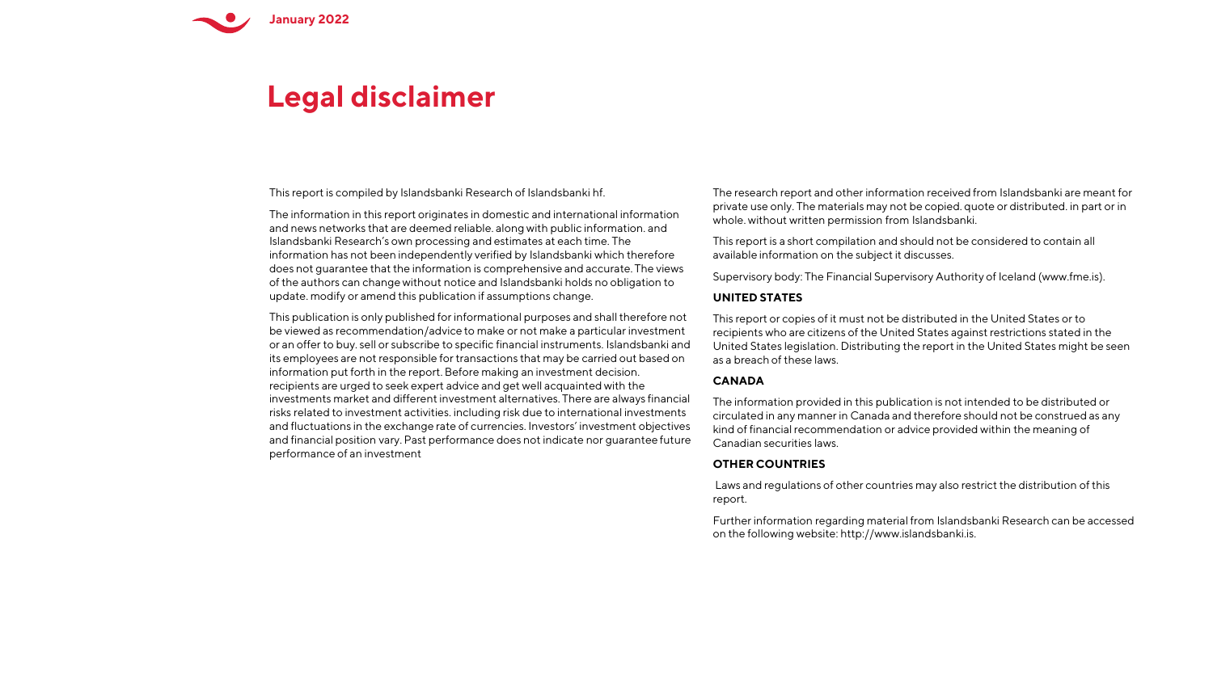# Legal disclaimer

This report is compiled by Islandsbanki Research of Islandsbanki hf.

The information in this report originates in domestic and international information and news networks that are deemed reliable. along with public information. and Islandsbanki Research's own processing and estimates at each time. The information has not been independently verified by Islandsbanki which therefore does not guarantee that the information is comprehensive and accurate. The views of the authors can change without notice and Islandsbanki holds no obligation to update. modify or amend this publication if assumptions change.

This publication is only published for informational purposes and shall therefore not be viewed as recommendation/advice to make or not make a particular investment or an offer to buy. sell or subscribe to specific financial instruments. Islandsbanki and its employees are not responsible for transactions that may be carried out based on information put forth in the report. Before making an investment decision. recipients are urged to seek expert advice and get well acquainted with the investments market and different investment alternatives. There are always financial risks related to investment activities. including risk due to international investments and fluctuations in the exchange rate of currencies. Investors' investment objectives and financial position vary. Past performance does not indicate nor guarantee future performance of an investment

The research report and other information received from Islandsbanki are meant for private use only. The materials may not be copied. quote or distributed. in part or in whole. without written permission from Islandsbanki.

This report is a short compilation and should not be considered to contain all available information on the subject it discusses.

Supervisory body: The Financial Supervisory Authority of Iceland (www.fme.is).

**UNITED STATES**

This report or copies of it must not be distributed in the United States or to recipients who are citizens of the United States against restrictions stated in the United States legislation. Distributing the report in the United States might be seen as a breach of these laws.

**CANADA**

The information provided in this publication is not intended to be distributed or circulated in any manner in Canada and therefore should not be construed as any kind of financial recommendation or advice provided within the meaning of Canadian securities laws.

**OTHER COUNTRIES**

Laws and regulations of other countries may also restrict the distribution of this report.

Further information regarding material from Islandsbanki Research can be accessed on the following website: http://www.islandsbanki.is.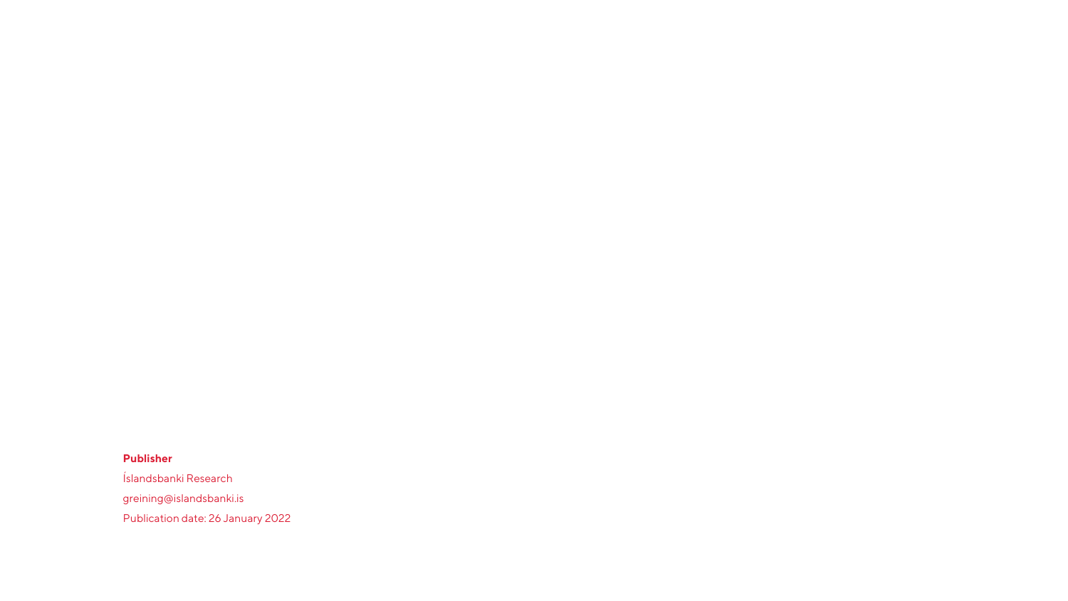**Publisher**

Íslandsbanki Research

greining@islandsbanki.is

Publication date: 26 January 2022